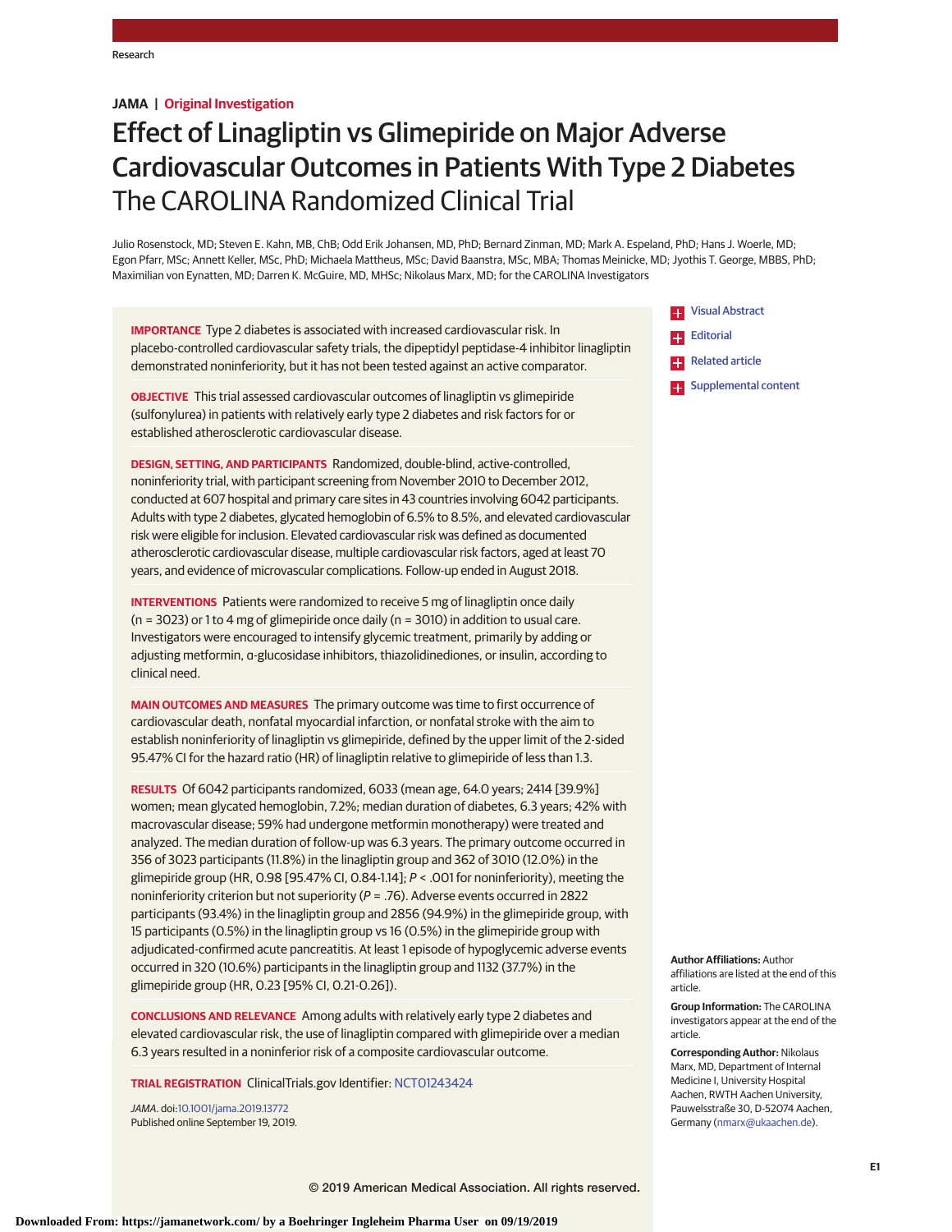Research

**JAMA | Original Investigation**

# Effect of Linagliptin vs Glimepiride on Major Adverse Cardiovascular Outcomes in Patients With Type 2 Diabetes
## The CAROLINA Randomized Clinical Trial

Julio Rosenstock, MD; Steven E. Kahn, MB, ChB; Odd Erik Johansen, MD, PhD; Bernard Zinman, MD; Mark A. Espeland, PhD; Hans J. Woerle, MD; Egon Pfarr, MSc; Annett Keller, MSc, PhD; Michaela Mattheus, MSc; David Baanstra, MSc, MBA; Thomas Meinicke, MD; Jyothis T. George, MBBS, PhD; Maximilian von Eynatten, MD; Darren K. McGuire, MD, MHSc; Nikolaus Marx, MD; for the CAROLINA Investigators

**IMPORTANCE** Type 2 diabetes is associated with increased cardiovascular risk. In placebo-controlled cardiovascular safety trials, the dipeptidyl peptidase-4 inhibitor linagliptin demonstrated noninferiority, but it has not been tested against an active comparator.

**OBJECTIVE** This trial assessed cardiovascular outcomes of linagliptin vs glimepiride (sulfonylurea) in patients with relatively early type 2 diabetes and risk factors for or established atherosclerotic cardiovascular disease.

**DESIGN, SETTING, AND PARTICIPANTS** Randomized, double-blind, active-controlled, noninferiority trial, with participant screening from November 2010 to December 2012, conducted at 607 hospital and primary care sites in 43 countries involving 6042 participants. Adults with type 2 diabetes, glycated hemoglobin of 6.5% to 8.5%, and elevated cardiovascular risk were eligible for inclusion. Elevated cardiovascular risk was defined as documented atherosclerotic cardiovascular disease, multiple cardiovascular risk factors, aged at least 70 years, and evidence of microvascular complications. Follow-up ended in August 2018.

**INTERVENTIONS** Patients were randomized to receive 5 mg of linagliptin once daily (n = 3023) or 1 to 4 mg of glimepiride once daily (n = 3010) in addition to usual care. Investigators were encouraged to intensify glycemic treatment, primarily by adding or adjusting metformin, α-glucosidase inhibitors, thiazolidinediones, or insulin, according to clinical need.

**MAIN OUTCOMES AND MEASURES** The primary outcome was time to first occurrence of cardiovascular death, nonfatal myocardial infarction, or nonfatal stroke with the aim to establish noninferiority of linagliptin vs glimepiride, defined by the upper limit of the 2-sided 95.47% CI for the hazard ratio (HR) of linagliptin relative to glimepiride of less than 1.3.

**RESULTS** Of 6042 participants randomized, 6033 (mean age, 64.0 years; 2414 [39.9%] women; mean glycated hemoglobin, 7.2%; median duration of diabetes, 6.3 years; 42% with macrovascular disease; 59% had undergone metformin monotherapy) were treated and analyzed. The median duration of follow-up was 6.3 years. The primary outcome occurred in 356 of 3023 participants (11.8%) in the linagliptin group and 362 of 3010 (12.0%) in the glimepiride group (HR, 0.98 [95.47% CI, 0.84-1.14]; $P < .001$ for noninferiority), meeting the noninferiority criterion but not superiority ($P = .76$). Adverse events occurred in 2822 participants (93.4%) in the linagliptin group and 2856 (94.9%) in the glimepiride group, with 15 participants (0.5%) in the linagliptin group vs 16 (0.5%) in the glimepiride group with adjudicated-confirmed acute pancreatitis. At least 1 episode of hypoglycemic adverse events occurred in 320 (10.6%) participants in the linagliptin group and 1132 (37.7%) in the glimepiride group (HR, 0.23 [95% CI, 0.21-0.26]).

**CONCLUSIONS AND RELEVANCE** Among adults with relatively early type 2 diabetes and elevated cardiovascular risk, the use of linagliptin compared with glimepiride over a median 6.3 years resulted in a noninferior risk of a composite cardiovascular outcome.

**TRIAL REGISTRATION** ClinicalTrials.gov Identifier: NCT01243424

*JAMA*. doi:10.1001/jama.2019.13772
Published online September 19, 2019.

Visual Abstract
Editorial
Related article
Supplemental content

**Author Affiliations:** Author affiliations are listed at the end of this article.

**Group Information:** The CAROLINA investigators appear at the end of the article.

**Corresponding Author:** Nikolaus Marx, MD, Department of Internal Medicine I, University Hospital Aachen, RWTH Aachen University, Pauwelsstraße 30, D-52074 Aachen, Germany (nmarx@ukaachen.de).

© 2019 American Medical Association. All rights reserved.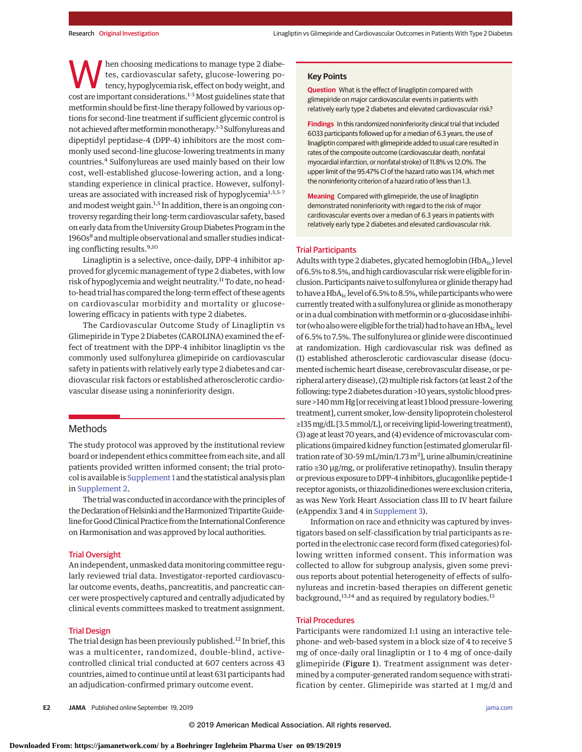When choosing medications to manage type 2 diabetes, cardiovascular safety, glucose-lowering potency, hypoglycemia risk, effect on body weight, and cost are important considerations.[1-3] Most guidelines state that metformin should be first-line therapy followed by various options for second-line treatment if sufficient glycemic control is not achieved after metformin monotherapy.[1-3] Sulfonylureas and dipeptidyl peptidase-4 (DPP-4) inhibitors are the most commonly used second-line glucose-lowering treatments in many countries.[4] Sulfonylureas are used mainly based on their low cost, well-established glucose-lowering action, and a longstanding experience in clinical practice. However, sulfonylureas are associated with increased risk of hypoglycemia[1,3,5-7] and modest weight gain.[1,5] In addition, there is an ongoing controversy regarding their long-term cardiovascular safety, based on early data from the University Group Diabetes Program in the 1960s[8] and multiple observational and smaller studies indicating conflicting results.[9,10]

Linagliptin is a selective, once-daily, DPP-4 inhibitor approved for glycemic management of type 2 diabetes, with low risk of hypoglycemia and weight neutrality.[11] To date, no head-to-head trial has compared the long-term effect of these agents on cardiovascular morbidity and mortality or glucose-lowering efficacy in patients with type 2 diabetes.

The Cardiovascular Outcome Study of Linagliptin vs Glimepiride in Type 2 Diabetes (CAROLINA) examined the effect of treatment with the DPP-4 inhibitor linagliptin vs the commonly used sulfonylurea glimepiride on cardiovascular safety in patients with relatively early type 2 diabetes and cardiovascular risk factors or established atherosclerotic cardiovascular disease using a noninferiority design.

## Key Points

**Question** What is the effect of linagliptin compared with glimepiride on major cardiovascular events in patients with relatively early type 2 diabetes and elevated cardiovascular risk?

**Findings** In this randomized noninferiority clinical trial that included 6033 participants followed up for a median of 6.3 years, the use of linagliptin compared with glimepiride added to usual care resulted in rates of the composite outcome (cardiovascular death, nonfatal myocardial infarction, or nonfatal stroke) of 11.8% vs 12.0%. The upper limit of the 95.47% CI of the hazard ratio was 1.14, which met the noninferiority criterion of a hazard ratio of less than 1.3.

**Meaning** Compared with glimepiride, the use of linagliptin demonstrated noninferiority with regard to the risk of major cardiovascular events over a median of 6.3 years in patients with relatively early type 2 diabetes and elevated cardiovascular risk.

## Methods

The study protocol was approved by the institutional review board or independent ethics committee from each site, and all patients provided written informed consent; the trial protocol is available is Supplement 1 and the statistical analysis plan in Supplement 2.

The trial was conducted in accordance with the principles of the Declaration of Helsinki and the Harmonized Tripartite Guideline for Good Clinical Practice from the International Conference on Harmonisation and was approved by local authorities.

### Trial Oversight

An independent, unmasked data monitoring committee regularly reviewed trial data. Investigator-reported cardiovascular outcome events, deaths, pancreatitis, and pancreatic cancer were prospectively captured and centrally adjudicated by clinical events committees masked to treatment assignment.

### Trial Design

The trial design has been previously published.[12] In brief, this was a multicenter, randomized, double-blind, active-controlled clinical trial conducted at 607 centers across 43 countries, aimed to continue until at least 631 participants had an adjudication-confirmed primary outcome event.

### Trial Participants

Adults with type 2 diabetes, glycated hemoglobin ($HbA_{1c}$) level of 6.5% to 8.5%, and high cardiovascular risk were eligible for inclusion. Participants naive to sulfonylurea or glinide therapy had to have a $HbA_{1c}$ level of 6.5% to 8.5%, while participants who were currently treated with a sulfonylurea or glinide as monotherapy or in a dual combination with metformin or α-glucosidase inhibitor (who also were eligible for the trial) had to have an $HbA_{1c}$ level of 6.5% to 7.5%. The sulfonylurea or glinide were discontinued at randomization. High cardiovascular risk was defined as (1) established atherosclerotic cardiovascular disease (documented ischemic heart disease, cerebrovascular disease, or peripheral artery disease), (2) multiple risk factors (at least 2 of the following: type 2 diabetes duration >10 years, systolic blood pressure >140 mm Hg [or receiving at least 1 blood pressure–lowering treatment], current smoker, low-density lipoprotein cholesterol ≥135 mg/dL [3.5 mmol/L], or receiving lipid-lowering treatment), (3) age at least 70 years, and (4) evidence of microvascular complications (impaired kidney function [estimated glomerular filtration rate of 30-59 mL/min/1.73 $m^2$], urine albumin/creatinine ratio ≥30 μg/mg, or proliferative retinopathy). Insulin therapy or previous exposure to DPP-4 inhibitors, glucagonlike peptide-1 receptor agonists, or thiazolidinediones were exclusion criteria, as was New York Heart Association class III to IV heart failure (eAppendix 3 and 4 in Supplement 3).

Information on race and ethnicity was captured by investigators based on self-classification by trial participants as reported in the electronic case record form (fixed categories) following written informed consent. This information was collected to allow for subgroup analysis, given some previous reports about potential heterogeneity of effects of sulfonylureas and incretin-based therapies on different genetic background,[13,14] and as required by regulatory bodies.[15]

### Trial Procedures

Participants were randomized 1:1 using an interactive telephone- and web-based system in a block size of 4 to receive 5 mg of once-daily oral linagliptin or 1 to 4 mg of once-daily glimepiride (**Figure 1**). Treatment assignment was determined by a computer-generated random sequence with stratification by center. Glimepiride was started at 1 mg/d and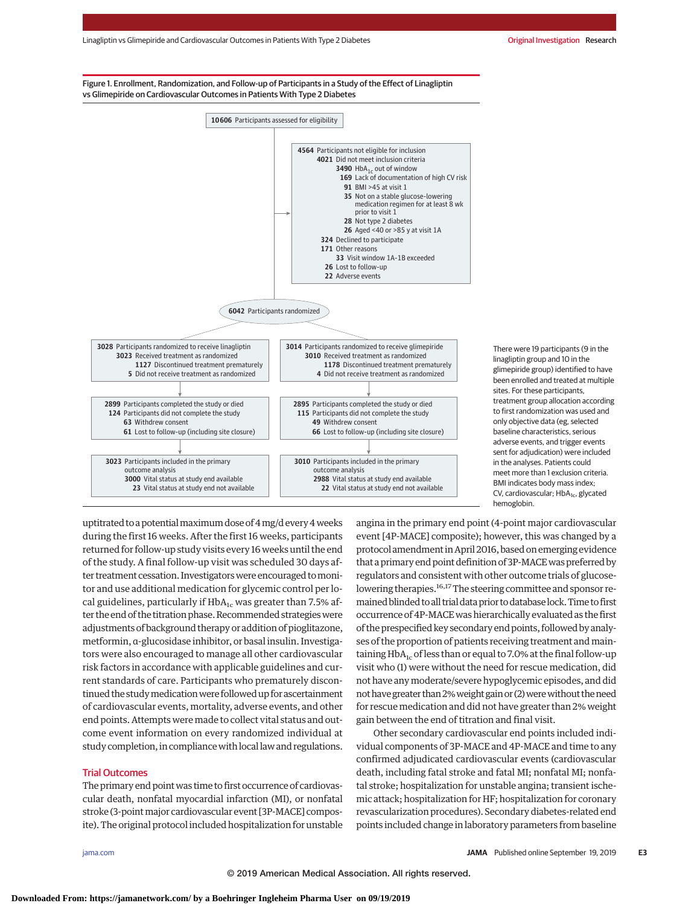Figure 1. Enrollment, Randomization, and Follow-up of Participants in a Study of the Effect of Linagliptin vs Glimepiride on Cardiovascular Outcomes in Patients With Type 2 Diabetes

**10606** Participants assessed for eligibility

**4564** Participants not eligible for inclusion
- **4021** Did not meet inclusion criteria
  - **3490** $HbA_{1c}$ out of window
  - **169** Lack of documentation of high CV risk
  - **91** BMI >45 at visit 1
  - **35** Not on a stable glucose-lowering medication regimen for at least 8 wk prior to visit 1
  - **28** Not type 2 diabetes
  - **26** Aged <40 or >85 y at visit 1A
- **324** Declined to participate
- **171** Other reasons
  - **33** Visit window 1A-1B exceeded
- **26** Lost to follow-up
- **22** Adverse events

**6042** Participants randomized

**3028** Participants randomized to receive linagliptin
- **3023** Received treatment as randomized
  - **1127** Discontinued treatment prematurely
- **5** Did not receive treatment as randomized

**2899** Participants completed the study or died
**124** Participants did not complete the study
- **63** Withdrew consent
- **61** Lost to follow-up (including site closure)

**3023** Participants included in the primary outcome analysis
- **3000** Vital status at study end available
- **23** Vital status at study end not available

**3014** Participants randomized to receive glimepiride
- **3010** Received treatment as randomized
  - **1178** Discontinued treatment prematurely
- **4** Did not receive treatment as randomized

**2895** Participants completed the study or died
**115** Participants did not complete the study
- **49** Withdrew consent
- **66** Lost to follow-up (including site closure)

**3010** Participants included in the primary outcome analysis
- **2988** Vital status at study end available
- **22** Vital status at study end not available

There were 19 participants (9 in the linagliptin group and 10 in the glimepiride group) identified to have been enrolled and treated at multiple sites. For these participants, treatment group allocation according to first randomization was used and only objective data (eg, selected baseline characteristics, serious adverse events, and trigger events sent for adjudication) were included in the analyses. Patients could meet more than 1 exclusion criteria. BMI indicates body mass index; CV, cardiovascular; $HbA_{1c}$, glycated hemoglobin.

uptitrated to a potential maximum dose of 4 mg/d every 4 weeks during the first 16 weeks. After the first 16 weeks, participants returned for follow-up study visits every 16 weeks until the end of the study. A final follow-up visit was scheduled 30 days after treatment cessation. Investigators were encouraged to monitor and use additional medication for glycemic control per local guidelines, particularly if $HbA_{1c}$ was greater than 7.5% after the end of the titration phase. Recommended strategies were adjustments of background therapy or addition of pioglitazone, metformin, α-glucosidase inhibitor, or basal insulin. Investigators were also encouraged to manage all other cardiovascular risk factors in accordance with applicable guidelines and current standards of care. Participants who prematurely discontinued the study medication were followed up for ascertainment of cardiovascular events, mortality, adverse events, and other end points. Attempts were made to collect vital status and outcome event information on every randomized individual at study completion, in compliance with local law and regulations.

## Trial Outcomes

The primary end point was time to first occurrence of cardiovascular death, nonfatal myocardial infarction (MI), or nonfatal stroke (3-point major cardiovascular event [3P-MACE] composite). The original protocol included hospitalization for unstable angina in the primary end point (4-point major cardiovascular event [4P-MACE] composite); however, this was changed by a protocol amendment in April 2016, based on emerging evidence that a primary end point definition of 3P-MACE was preferred by regulators and consistent with other outcome trials of glucose-lowering therapies.[16,17] The steering committee and sponsor remained blinded to all trial data prior to database lock. Time to first occurrence of 4P-MACE was hierarchically evaluated as the first of the prespecified key secondary end points, followed by analyses of the proportion of patients receiving treatment and maintaining $HbA_{1c}$ of less than or equal to 7.0% at the final follow-up visit who (1) were without the need for rescue medication, did not have any moderate/severe hypoglycemic episodes, and did not have greater than 2% weight gain or (2) were without the need for rescue medication and did not have greater than 2% weight gain between the end of titration and final visit.

Other secondary cardiovascular end points included individual components of 3P-MACE and 4P-MACE and time to any confirmed adjudicated cardiovascular events (cardiovascular death, including fatal stroke and fatal MI; nonfatal MI; nonfatal stroke; hospitalization for unstable angina; transient ischemic attack; hospitalization for HF; hospitalization for coronary revascularization procedures). Secondary diabetes-related end points included change in laboratory parameters from baseline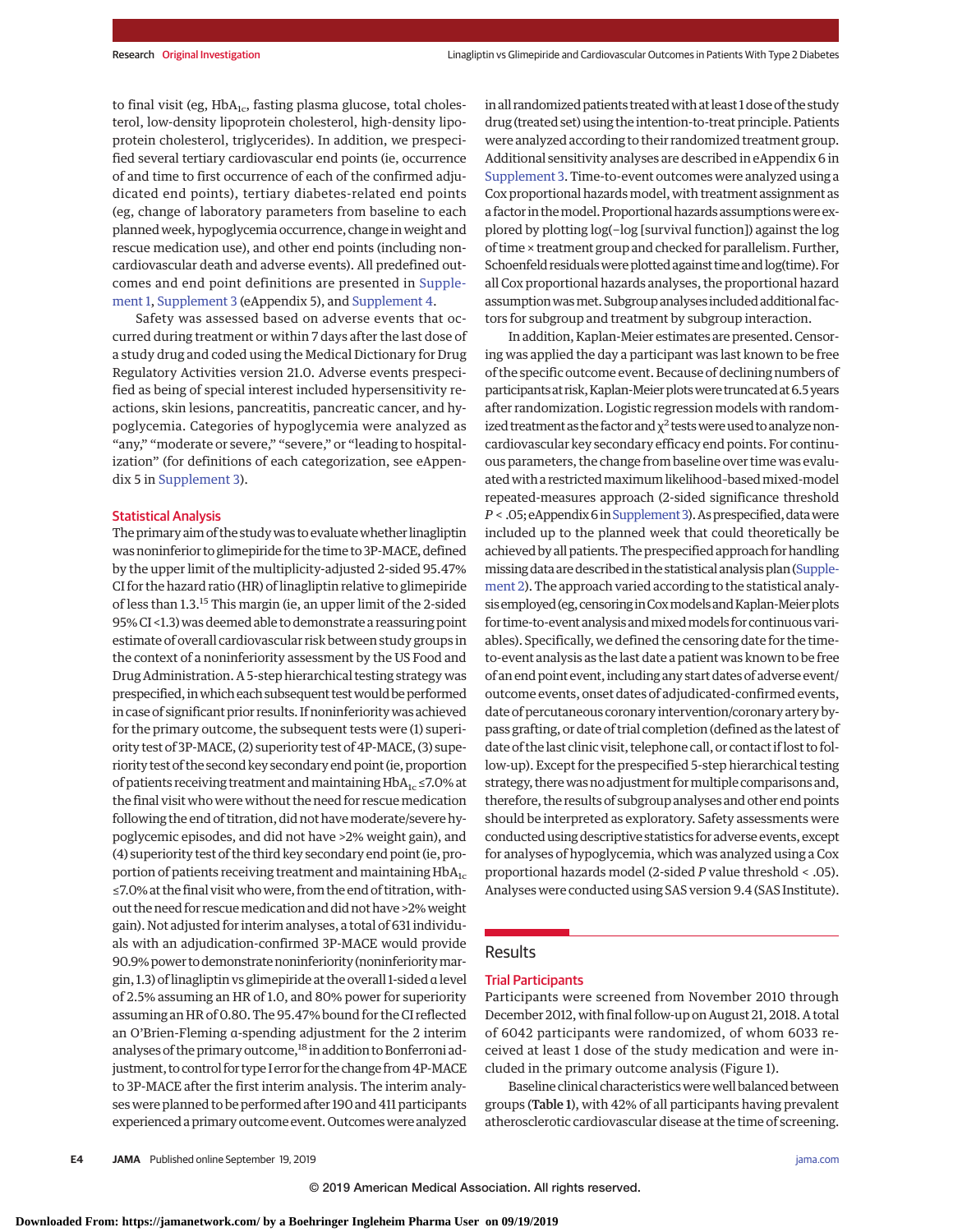to final visit (eg, $HbA_{1c}$, fasting plasma glucose, total cholesterol, low-density lipoprotein cholesterol, high-density lipoprotein cholesterol, triglycerides). In addition, we prespecified several tertiary cardiovascular end points (ie, occurrence of and time to first occurrence of each of the confirmed adjudicated end points), tertiary diabetes-related end points (eg, change of laboratory parameters from baseline to each planned week, hypoglycemia occurrence, change in weight and rescue medication use), and other end points (including noncardiovascular death and adverse events). All predefined outcomes and end point definitions are presented in Supplement 1, Supplement 3 (eAppendix 5), and Supplement 4.

Safety was assessed based on adverse events that occurred during treatment or within 7 days after the last dose of a study drug and coded using the Medical Dictionary for Drug Regulatory Activities version 21.0. Adverse events prespecified as being of special interest included hypersensitivity reactions, skin lesions, pancreatitis, pancreatic cancer, and hypoglycemia. Categories of hypoglycemia were analyzed as "any," "moderate or severe," "severe," or "leading to hospitalization" (for definitions of each categorization, see eAppendix 5 in Supplement 3).

## Statistical Analysis

The primary aim of the study was to evaluate whether linagliptin was noninferior to glimepiride for the time to 3P-MACE, defined by the upper limit of the multiplicity-adjusted 2-sided 95.47% CI for the hazard ratio (HR) of linagliptin relative to glimepiride of less than 1.3.[15] This margin (ie, an upper limit of the 2-sided 95% CI <1.3) was deemed able to demonstrate a reassuring point estimate of overall cardiovascular risk between study groups in the context of a noninferiority assessment by the US Food and Drug Administration. A 5-step hierarchical testing strategy was prespecified, in which each subsequent test would be performed in case of significant prior results. If noninferiority was achieved for the primary outcome, the subsequent tests were (1) superiority test of 3P-MACE, (2) superiority test of 4P-MACE, (3) superiority test of the second key secondary end point (ie, proportion of patients receiving treatment and maintaining $HbA_{1c} \leq 7.0\%$ at the final visit who were without the need for rescue medication following the end of titration, did not have moderate/severe hypoglycemic episodes, and did not have >2% weight gain), and (4) superiority test of the third key secondary end point (ie, proportion of patients receiving treatment and maintaining $HbA_{1c}$ ≤7.0% at the final visit who were, from the end of titration, without the need for rescue medication and did not have >2% weight gain). Not adjusted for interim analyses, a total of 631 individuals with an adjudication-confirmed 3P-MACE would provide 90.9% power to demonstrate noninferiority (noninferiority margin, 1.3) of linagliptin vs glimepiride at the overall 1-sided α level of 2.5% assuming an HR of 1.0, and 80% power for superiority assuming an HR of 0.80. The 95.47% bound for the CI reflected an O'Brien-Fleming α-spending adjustment for the 2 interim analyses of the primary outcome,[18] in addition to Bonferroni adjustment, to control for type I error for the change from 4P-MACE to 3P-MACE after the first interim analysis. The interim analyses were planned to be performed after 190 and 411 participants experienced a primary outcome event. Outcomes were analyzed in all randomized patients treated with at least 1 dose of the study drug (treated set) using the intention-to-treat principle. Patients were analyzed according to their randomized treatment group. Additional sensitivity analyses are described in eAppendix 6 in Supplement 3. Time-to-event outcomes were analyzed using a Cox proportional hazards model, with treatment assignment as a factor in the model. Proportional hazards assumptions were explored by plotting log(−log [survival function]) against the log of time × treatment group and checked for parallelism. Further, Schoenfeld residuals were plotted against time and log(time). For all Cox proportional hazards analyses, the proportional hazard assumption was met. Subgroup analyses included additional factors for subgroup and treatment by subgroup interaction.

In addition, Kaplan-Meier estimates are presented. Censoring was applied the day a participant was last known to be free of the specific outcome event. Because of declining numbers of participants at risk, Kaplan-Meier plots were truncated at 6.5 years after randomization. Logistic regression models with randomized treatment as the factor and $\chi^2$ tests were used to analyze noncardiovascular key secondary efficacy end points. For continuous parameters, the change from baseline over time was evaluated with a restricted maximum likelihood–based mixed-model repeated-measures approach (2-sided significance threshold $P < .05$; eAppendix 6 in Supplement 3). As prespecified, data were included up to the planned week that could theoretically be achieved by all patients. The prespecified approach for handling missing data are described in the statistical analysis plan (Supplement 2). The approach varied according to the statistical analysis employed (eg, censoring in Cox models and Kaplan-Meier plots for time-to-event analysis and mixed models for continuous variables). Specifically, we defined the censoring date for the time-to-event analysis as the last date a patient was known to be free of an end point event, including any start dates of adverse event/outcome events, onset dates of adjudicated-confirmed events, date of percutaneous coronary intervention/coronary artery bypass grafting, or date of trial completion (defined as the latest of date of the last clinic visit, telephone call, or contact if lost to follow-up). Except for the prespecified 5-step hierarchical testing strategy, there was no adjustment for multiple comparisons and, therefore, the results of subgroup analyses and other end points should be interpreted as exploratory. Safety assessments were conducted using descriptive statistics for adverse events, except for analyses of hypoglycemia, which was analyzed using a Cox proportional hazards model (2-sided $P$ value threshold < .05). Analyses were conducted using SAS version 9.4 (SAS Institute).

# Results

## Trial Participants

Participants were screened from November 2010 through December 2012, with final follow-up on August 21, 2018. A total of 6042 participants were randomized, of whom 6033 received at least 1 dose of the study medication and were included in the primary outcome analysis (Figure 1).

Baseline clinical characteristics were well balanced between groups (**Table 1**), with 42% of all participants having prevalent atherosclerotic cardiovascular disease at the time of screening.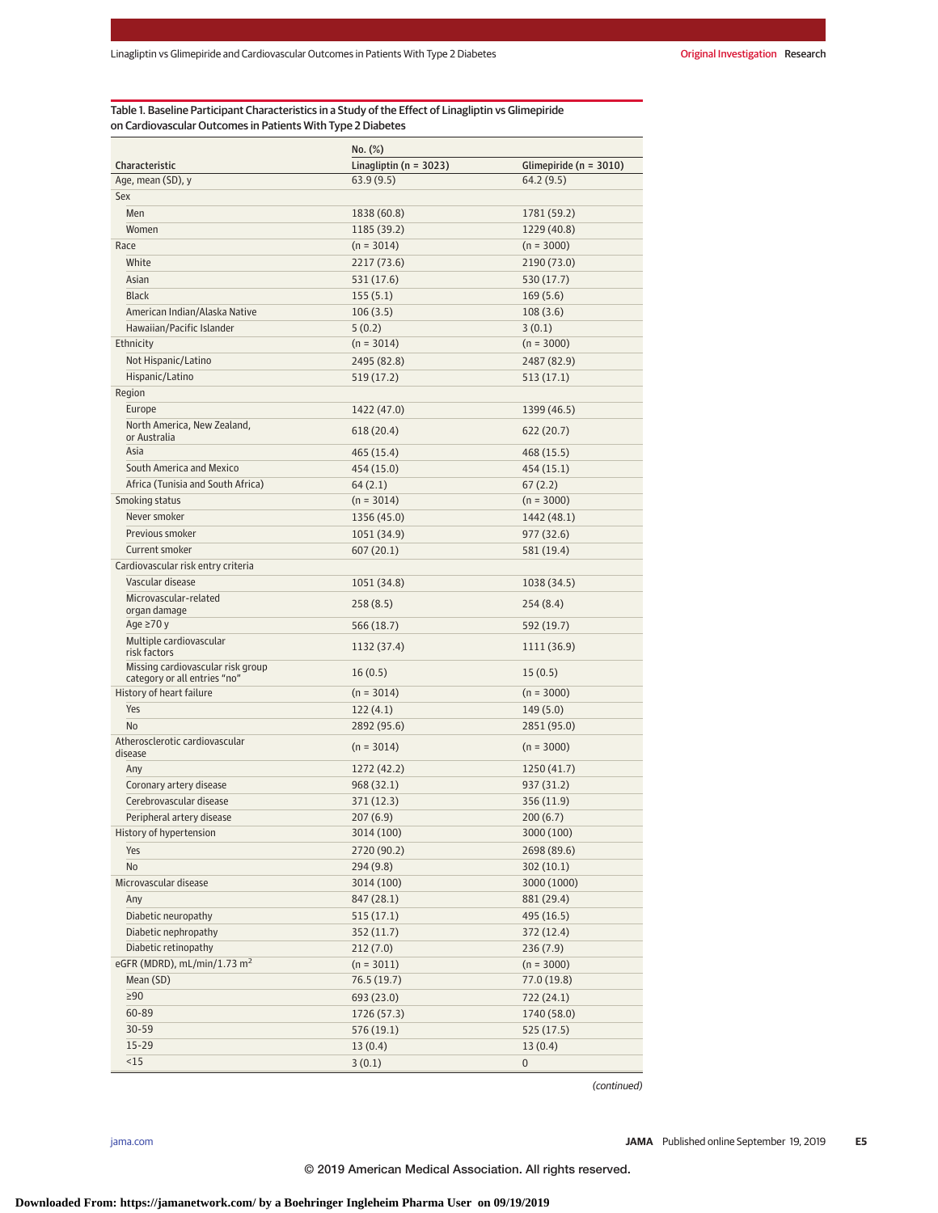Table 1. Baseline Participant Characteristics in a Study of the Effect of Linagliptin vs Glimepiride on Cardiovascular Outcomes in Patients With Type 2 Diabetes

| Characteristic | No. (%) | |
|---|---|---|
| | Linagliptin (n = 3023) | Glimepiride (n = 3010) |
| Age, mean (SD), y | 63.9 (9.5) | 64.2 (9.5) |
| Sex | | |
| Men | 1838 (60.8) | 1781 (59.2) |
| Women | 1185 (39.2) | 1229 (40.8) |
| Race | (n = 3014) | (n = 3000) |
| White | 2217 (73.6) | 2190 (73.0) |
| Asian | 531 (17.6) | 530 (17.7) |
| Black | 155 (5.1) | 169 (5.6) |
| American Indian/Alaska Native | 106 (3.5) | 108 (3.6) |
| Hawaiian/Pacific Islander | 5 (0.2) | 3 (0.1) |
| Ethnicity | (n = 3014) | (n = 3000) |
| Not Hispanic/Latino | 2495 (82.8) | 2487 (82.9) |
| Hispanic/Latino | 519 (17.2) | 513 (17.1) |
| Region | | |
| Europe | 1422 (47.0) | 1399 (46.5) |
| North America, New Zealand, or Australia | 618 (20.4) | 622 (20.7) |
| Asia | 465 (15.4) | 468 (15.5) |
| South America and Mexico | 454 (15.0) | 454 (15.1) |
| Africa (Tunisia and South Africa) | 64 (2.1) | 67 (2.2) |
| Smoking status | (n = 3014) | (n = 3000) |
| Never smoker | 1356 (45.0) | 1442 (48.1) |
| Previous smoker | 1051 (34.9) | 977 (32.6) |
| Current smoker | 607 (20.1) | 581 (19.4) |
| Cardiovascular risk entry criteria | | |
| Vascular disease | 1051 (34.8) | 1038 (34.5) |
| Microvascular-related organ damage | 258 (8.5) | 254 (8.4) |
| Age ≥70 y | 566 (18.7) | 592 (19.7) |
| Multiple cardiovascular risk factors | 1132 (37.4) | 1111 (36.9) |
| Missing cardiovascular risk group category or all entries "no" | 16 (0.5) | 15 (0.5) |
| History of heart failure | (n = 3014) | (n = 3000) |
| Yes | 122 (4.1) | 149 (5.0) |
| No | 2892 (95.6) | 2851 (95.0) |
| Atherosclerotic cardiovascular disease | (n = 3014) | (n = 3000) |
| Any | 1272 (42.2) | 1250 (41.7) |
| Coronary artery disease | 968 (32.1) | 937 (31.2) |
| Cerebrovascular disease | 371 (12.3) | 356 (11.9) |
| Peripheral artery disease | 207 (6.9) | 200 (6.7) |
| History of hypertension | 3014 (100) | 3000 (100) |
| Yes | 2720 (90.2) | 2698 (89.6) |
| No | 294 (9.8) | 302 (10.1) |
| Microvascular disease | 3014 (100) | 3000 (1000) |
| Any | 847 (28.1) | 881 (29.4) |
| Diabetic neuropathy | 515 (17.1) | 495 (16.5) |
| Diabetic nephropathy | 352 (11.7) | 372 (12.4) |
| Diabetic retinopathy | 212 (7.0) | 236 (7.9) |
| eGFR (MDRD), mL/min/1.73 m$^2$ | (n = 3011) | (n = 3000) |
| Mean (SD) | 76.5 (19.7) | 77.0 (19.8) |
| ≥90 | 693 (23.0) | 722 (24.1) |
| 60-89 | 1726 (57.3) | 1740 (58.0) |
| 30-59 | 576 (19.1) | 525 (17.5) |
| 15-29 | 13 (0.4) | 13 (0.4) |
| <15 | 3 (0.1) | 0 |

*(continued)*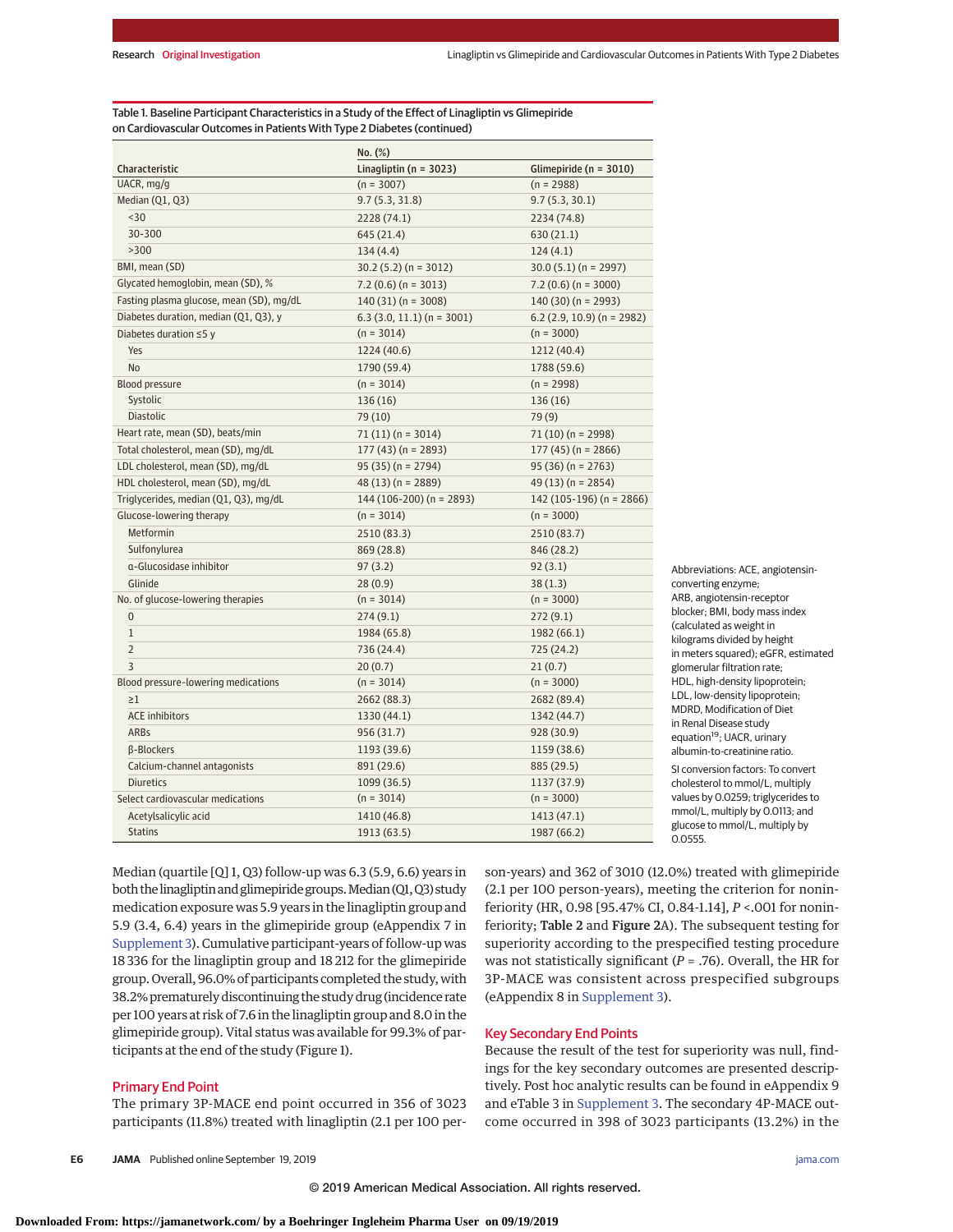Table 1. Baseline Participant Characteristics in a Study of the Effect of Linagliptin vs Glimepiride on Cardiovascular Outcomes in Patients With Type 2 Diabetes (continued)

| Characteristic | No. (%) | |
|---|---|---|
| | Linagliptin (n = 3023) | Glimepiride (n = 3010) |
| UACR, mg/g | (n = 3007) | (n = 2988) |
| Median (Q1, Q3) | 9.7 (5.3, 31.8) | 9.7 (5.3, 30.1) |
| <30 | 2228 (74.1) | 2234 (74.8) |
| 30-300 | 645 (21.4) | 630 (21.1) |
| >300 | 134 (4.4) | 124 (4.1) |
| BMI, mean (SD) | 30.2 (5.2) (n = 3012) | 30.0 (5.1) (n = 2997) |
| Glycated hemoglobin, mean (SD), % | 7.2 (0.6) (n = 3013) | 7.2 (0.6) (n = 3000) |
| Fasting plasma glucose, mean (SD), mg/dL | 140 (31) (n = 3008) | 140 (30) (n = 2993) |
| Diabetes duration, median (Q1, Q3), y | 6.3 (3.0, 11.1) (n = 3001) | 6.2 (2.9, 10.9) (n = 2982) |
| Diabetes duration ≤5 y | (n = 3014) | (n = 3000) |
| Yes | 1224 (40.6) | 1212 (40.4) |
| No | 1790 (59.4) | 1788 (59.6) |
| Blood pressure | (n = 3014) | (n = 2998) |
| Systolic | 136 (16) | 136 (16) |
| Diastolic | 79 (10) | 79 (9) |
| Heart rate, mean (SD), beats/min | 71 (11) (n = 3014) | 71 (10) (n = 2998) |
| Total cholesterol, mean (SD), mg/dL | 177 (43) (n = 2893) | 177 (45) (n = 2866) |
| LDL cholesterol, mean (SD), mg/dL | 95 (35) (n = 2794) | 95 (36) (n = 2763) |
| HDL cholesterol, mean (SD), mg/dL | 48 (13) (n = 2889) | 49 (13) (n = 2854) |
| Triglycerides, median (Q1, Q3), mg/dL | 144 (106-200) (n = 2893) | 142 (105-196) (n = 2866) |
| Glucose-lowering therapy | (n = 3014) | (n = 3000) |
| Metformin | 2510 (83.3) | 2510 (83.7) |
| Sulfonylurea | 869 (28.8) | 846 (28.2) |
| α-Glucosidase inhibitor | 97 (3.2) | 92 (3.1) |
| Glinide | 28 (0.9) | 38 (1.3) |
| No. of glucose-lowering therapies | (n = 3014) | (n = 3000) |
| 0 | 274 (9.1) | 272 (9.1) |
| 1 | 1984 (65.8) | 1982 (66.1) |
| 2 | 736 (24.4) | 725 (24.2) |
| 3 | 20 (0.7) | 21 (0.7) |
| Blood pressure-lowering medications | (n = 3014) | (n = 3000) |
| ≥1 | 2662 (88.3) | 2682 (89.4) |
| ACE inhibitors | 1330 (44.1) | 1342 (44.7) |
| ARBs | 956 (31.7) | 928 (30.9) |
| β-Blockers | 1193 (39.6) | 1159 (38.6) |
| Calcium-channel antagonists | 891 (29.6) | 885 (29.5) |
| Diuretics | 1099 (36.5) | 1137 (37.9) |
| Select cardiovascular medications | (n = 3014) | (n = 3000) |
| Acetylsalicylic acid | 1410 (46.8) | 1413 (47.1) |
| Statins | 1913 (63.5) | 1987 (66.2) |

Abbreviations: ACE, angiotensin-converting enzyme; ARB, angiotensin-receptor blocker; BMI, body mass index (calculated as weight in kilograms divided by height in meters squared); eGFR, estimated glomerular filtration rate; HDL, high-density lipoprotein; LDL, low-density lipoprotein; MDRD, Modification of Diet in Renal Disease study equation[19]; UACR, urinary albumin-to-creatinine ratio.

SI conversion factors: To convert cholesterol to mmol/L, multiply values by 0.0259; triglycerides to mmol/L, multiply by 0.0113; and glucose to mmol/L, multiply by 0.0555.

Median (quartile [Q] 1, Q3) follow-up was 6.3 (5.9, 6.6) years in both the linagliptin and glimepiride groups. Median (Q1, Q3) study medication exposure was 5.9 years in the linagliptin group and 5.9 (3.4, 6.4) years in the glimepiride group (eAppendix 7 in Supplement 3). Cumulative participant-years of follow-up was 18 336 for the linagliptin group and 18 212 for the glimepiride group. Overall, 96.0% of participants completed the study, with 38.2% prematurely discontinuing the study drug (incidence rate per 100 years at risk of 7.6 in the linagliptin group and 8.0 in the glimepiride group). Vital status was available for 99.3% of participants at the end of the study (Figure 1).

## Primary End Point

The primary 3P-MACE end point occurred in 356 of 3023 participants (11.8%) treated with linagliptin (2.1 per 100 person-years) and 362 of 3010 (12.0%) treated with glimepiride (2.1 per 100 person-years), meeting the criterion for noninferiority (HR, 0.98 [95.47% CI, 0.84-1.14], *P* <.001 for noninferiority; **Table 2** and **Figure 2**A). The subsequent testing for superiority according to the prespecified testing procedure was not statistically significant (*P* = .76). Overall, the HR for 3P-MACE was consistent across prespecified subgroups (eAppendix 8 in Supplement 3).

## Key Secondary End Points

Because the result of the test for superiority was null, findings for the key secondary outcomes are presented descriptively. Post hoc analytic results can be found in eAppendix 9 and eTable 3 in Supplement 3. The secondary 4P-MACE outcome occurred in 398 of 3023 participants (13.2%) in the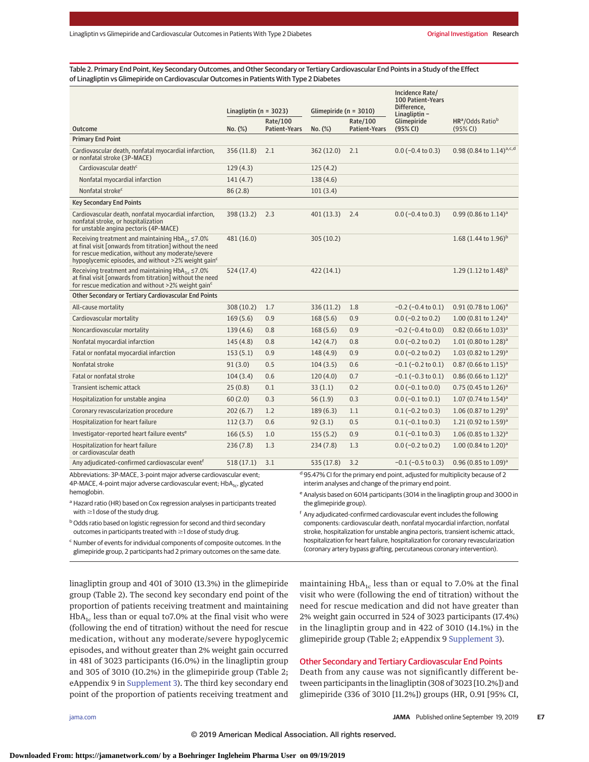Table 2. Primary End Point, Key Secondary Outcomes, and Other Secondary or Tertiary Cardiovascular End Points in a Study of the Effect of Linagliptin vs Glimepiride on Cardiovascular Outcomes in Patients With Type 2 Diabetes

| Outcome | Linagliptin (n = 3023) | | Glimepiride (n = 3010) | | Incidence Rate/100 Patient-Years Difference, Linagliptin − Glimepiride (95% CI) | HR[a]/Odds Ratio[b] (95% CI) |
|---|---|---|---|---|---|---|
| | No. (%) | Rate/100 Patient-Years | No. (%) | Rate/100 Patient-Years | | |
| **Primary End Point** | | | | | | |
| Cardiovascular death, nonfatal myocardial infarction, or nonfatal stroke (3P-MACE) | 356 (11.8) | 2.1 | 362 (12.0) | 2.1 | 0.0 (−0.4 to 0.3) | 0.98 (0.84 to 1.14)[a,c,d] |
| Cardiovascular death[c] | 129 (4.3) | | 125 (4.2) | | | |
| Nonfatal myocardial infarction | 141 (4.7) | | 138 (4.6) | | | |
| Nonfatal stroke[c] | 86 (2.8) | | 101 (3.4) | | | |
| **Key Secondary End Points** | | | | | | |
| Cardiovascular death, nonfatal myocardial infarction, nonfatal stroke, or hospitalization for unstable angina pectoris (4P-MACE) | 398 (13.2) | 2.3 | 401 (13.3) | 2.4 | 0.0 (−0.4 to 0.3) | 0.99 (0.86 to 1.14)[a] |
| Receiving treatment and maintaining $HbA_{1c}$ ≤7.0% at final visit [onwards from titration] without the need for rescue medication, without any moderate/severe hypoglycemic episodes, and without >2% weight gain[c] | 481 (16.0) | | 305 (10.2) | | | 1.68 (1.44 to 1.96)[b] |
| Receiving treatment and maintaining $HbA_{1c}$ ≤7.0% at final visit [onwards from titration] without the need for rescue medication and without >2% weight gain[c] | 524 (17.4) | | 422 (14.1) | | | 1.29 (1.12 to 1.48)[b] |
| **Other Secondary or Tertiary Cardiovascular End Points** | | | | | | |
| All-cause mortality | 308 (10.2) | 1.7 | 336 (11.2) | 1.8 | −0.2 (−0.4 to 0.1) | 0.91 (0.78 to 1.06)[a] |
| Cardiovascular mortality | 169 (5.6) | 0.9 | 168 (5.6) | 0.9 | 0.0 (−0.2 to 0.2) | 1.00 (0.81 to 1.24)[a] |
| Noncardiovascular mortality | 139 (4.6) | 0.8 | 168 (5.6) | 0.9 | −0.2 (−0.4 to 0.0) | 0.82 (0.66 to 1.03)[a] |
| Nonfatal myocardial infarction | 145 (4.8) | 0.8 | 142 (4.7) | 0.8 | 0.0 (−0.2 to 0.2) | 1.01 (0.80 to 1.28)[a] |
| Fatal or nonfatal myocardial infarction | 153 (5.1) | 0.9 | 148 (4.9) | 0.9 | 0.0 (−0.2 to 0.2) | 1.03 (0.82 to 1.29)[a] |
| Nonfatal stroke | 91 (3.0) | 0.5 | 104 (3.5) | 0.6 | −0.1 (−0.2 to 0.1) | 0.87 (0.66 to 1.15)[a] |
| Fatal or nonfatal stroke | 104 (3.4) | 0.6 | 120 (4.0) | 0.7 | −0.1 (−0.3 to 0.1) | 0.86 (0.66 to 1.12)[a] |
| Transient ischemic attack | 25 (0.8) | 0.1 | 33 (1.1) | 0.2 | 0.0 (−0.1 to 0.0) | 0.75 (0.45 to 1.26)[a] |
| Hospitalization for unstable angina | 60 (2.0) | 0.3 | 56 (1.9) | 0.3 | 0.0 (−0.1 to 0.1) | 1.07 (0.74 to 1.54)[a] |
| Coronary revascularization procedure | 202 (6.7) | 1.2 | 189 (6.3) | 1.1 | 0.1 (−0.2 to 0.3) | 1.06 (0.87 to 1.29)[a] |
| Hospitalization for heart failure | 112 (3.7) | 0.6 | 92 (3.1) | 0.5 | 0.1 (−0.1 to 0.3) | 1.21 (0.92 to 1.59)[a] |
| Investigator-reported heart failure events[e] | 166 (5.5) | 1.0 | 155 (5.2) | 0.9 | 0.1 (−0.1 to 0.3) | 1.06 (0.85 to 1.32)[a] |
| Hospitalization for heart failure or cardiovascular death | 236 (7.8) | 1.3 | 234 (7.8) | 1.3 | 0.0 (−0.2 to 0.2) | 1.00 (0.84 to 1.20)[a] |
| Any adjudicated-confirmed cardiovascular event[f] | 518 (17.1) | 3.1 | 535 (17.8) | 3.2 | −0.1 (−0.5 to 0.3) | 0.96 (0.85 to 1.09)[a] |

Abbreviations: 3P-MACE, 3-point major adverse cardiovascular event; 4P-MACE, 4-point major adverse cardiovascular event; $HbA_{1c}$, glycated hemoglobin.

[a] Hazard ratio (HR) based on Cox regression analyses in participants treated with ≥1 dose of the study drug.

[b] Odds ratio based on logistic regression for second and third secondary outcomes in participants treated with ≥1 dose of study drug.

[c] Number of events for individual components of composite outcomes. In the glimepiride group, 2 participants had 2 primary outcomes on the same date.

[d] 95.47% CI for the primary end point, adjusted for multiplicity because of 2 interim analyses and change of the primary end point.

[e] Analysis based on 6014 participants (3014 in the linagliptin group and 3000 in the glimepiride group).

[f] Any adjudicated-confirmed cardiovascular event includes the following components: cardiovascular death, nonfatal myocardial infarction, nonfatal stroke, hospitalization for unstable angina pectoris, transient ischemic attack, hospitalization for heart failure, hospitalization for coronary revascularization (coronary artery bypass grafting, percutaneous coronary intervention).

linagliptin group and 401 of 3010 (13.3%) in the glimepiride group (Table 2). The second key secondary end point of the proportion of patients receiving treatment and maintaining $HbA_{1c}$ less than or equal to7.0% at the final visit who were (following the end of titration) without the need for rescue medication, without any moderate/severe hypoglycemic episodes, and without greater than 2% weight gain occurred in 481 of 3023 participants (16.0%) in the linagliptin group and 305 of 3010 (10.2%) in the glimepiride group (Table 2; eAppendix 9 in Supplement 3). The third key secondary end point of the proportion of patients receiving treatment and maintaining $HbA_{1c}$ less than or equal to 7.0% at the final visit who were (following the end of titration) without the need for rescue medication and did not have greater than 2% weight gain occurred in 524 of 3023 participants (17.4%) in the linagliptin group and in 422 of 3010 (14.1%) in the glimepiride group (Table 2; eAppendix 9 Supplement 3).

## Other Secondary and Tertiary Cardiovascular End Points

Death from any cause was not significantly different between participants in the linagliptin (308 of 3023 [10.2%]) and glimepiride (336 of 3010 [11.2%]) groups (HR, 0.91 [95% CI,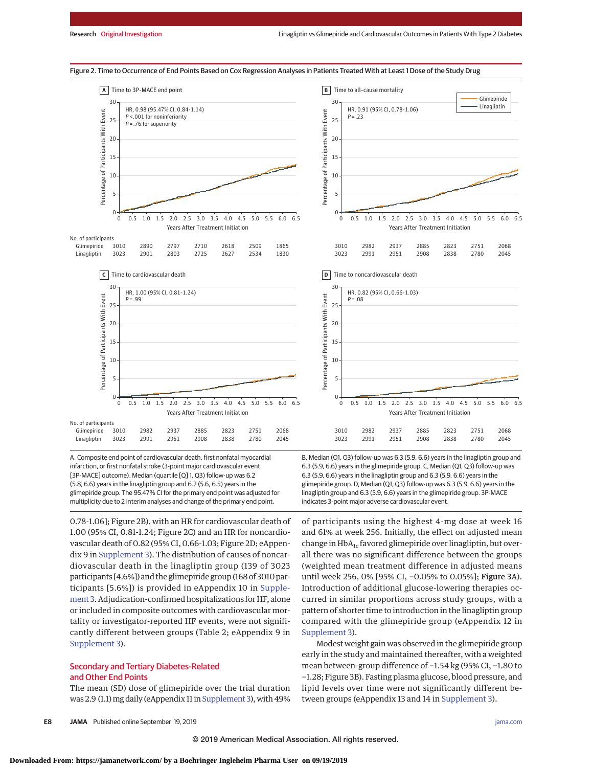Figure 2. Time to Occurrence of End Points Based on Cox Regression Analyses in Patients Treated With at Least 1 Dose of the Study Drug

**A** Time to 3P-MACE end point

HR, 0.98 (95.47% CI, 0.84-1.14)
*P* <.001 for noninferiority
*P* = .76 for superiority

**B** Time to all-cause mortality

HR, 0.91 (95% CI, 0.78-1.06)
*P* = .23

**C** Time to cardiovascular death

HR, 1.00 (95% CI, 0.81-1.24)
*P* = .99

**D** Time to noncardiovascular death

HR, 0.82 (95% CI, 0.66-1.03)
*P* = .08

No. of participants (A)

| Years After Treatment Initiation | 0 | 1.0 | 2.0 | 3.0 | 4.0 | 5.0 | 6.0 |
|---|---|---|---|---|---|---|---|
| Glimepiride | 3010 | 2890 | 2797 | 2710 | 2618 | 2509 | 1865 |
| Linagliptin | 3023 | 2901 | 2803 | 2725 | 2627 | 2534 | 1830 |

No. of participants (B, C, D)

| Years After Treatment Initiation | 0 | 1.0 | 2.0 | 3.0 | 4.0 | 5.0 | 6.0 |
|---|---|---|---|---|---|---|---|
| Glimepiride | 3010 | 2982 | 2937 | 2885 | 2823 | 2751 | 2068 |
| Linagliptin | 3023 | 2991 | 2951 | 2908 | 2838 | 2780 | 2045 |

A, Composite end point of cardiovascular death, first nonfatal myocardial infarction, or first nonfatal stroke (3-point major cardiovascular event [3P-MACE] outcome). Median (quartile [Q] 1, Q3) follow-up was 6.2 (5.8, 6.6) years in the linagliptin group and 6.2 (5.6, 6.5) years in the glimepiride group. The 95.47% CI for the primary end point was adjusted for multiplicity due to 2 interim analyses and change of the primary end point. B, Median (Q1, Q3) follow-up was 6.3 (5.9, 6.6) years in the linagliptin group and 6.3 (5.9, 6.6) years in the glimepiride group. C, Median (Q1, Q3) follow-up was 6.3 (5.9, 6.6) years in the linagliptin group and 6.3 (5.9, 6.6) years in the glimepiride group. D, Median (Q1, Q3) follow-up was 6.3 (5.9, 6.6) years in the linagliptin group and 6.3 (5.9, 6.6) years in the glimepiride group. 3P-MACE indicates 3-point major adverse cardiovascular event.

0.78-1.06]; Figure 2B), with an HR for cardiovascular death of 1.00 (95% CI, 0.81-1.24; Figure 2C) and an HR for noncardiovascular death of 0.82 (95% CI, 0.66-1.03; Figure 2D; eAppendix 9 in Supplement 3). The distribution of causes of noncardiovascular death in the linagliptin group (139 of 3023 participants [4.6%]) and the glimepiride group (168 of 3010 participants [5.6%]) is provided in eAppendix 10 in Supplement 3. Adjudication-confirmed hospitalizations for HF, alone or included in composite outcomes with cardiovascular mortality or investigator-reported HF events, were not significantly different between groups (Table 2; eAppendix 9 in Supplement 3).

## Secondary and Tertiary Diabetes-Related and Other End Points

The mean (SD) dose of glimepiride over the trial duration was 2.9 (1.1) mg daily (eAppendix 11 in Supplement 3), with 49% of participants using the highest 4-mg dose at week 16 and 61% at week 256. Initially, the effect on adjusted mean change in $HbA_{1c}$ favored glimepiride over linagliptin, but overall there was no significant difference between the groups (weighted mean treatment difference in adjusted means until week 256, 0% [95% CI, −0.05% to 0.05%]; Figure 3A). Introduction of additional glucose-lowering therapies occurred in similar proportions across study groups, with a pattern of shorter time to introduction in the linagliptin group compared with the glimepiride group (eAppendix 12 in Supplement 3).

Modest weight gain was observed in the glimepiride group early in the study and maintained thereafter, with a weighted mean between-group difference of −1.54 kg (95% CI, −1.80 to −1.28; Figure 3B). Fasting plasma glucose, blood pressure, and lipid levels over time were not significantly different between groups (eAppendix 13 and 14 in Supplement 3).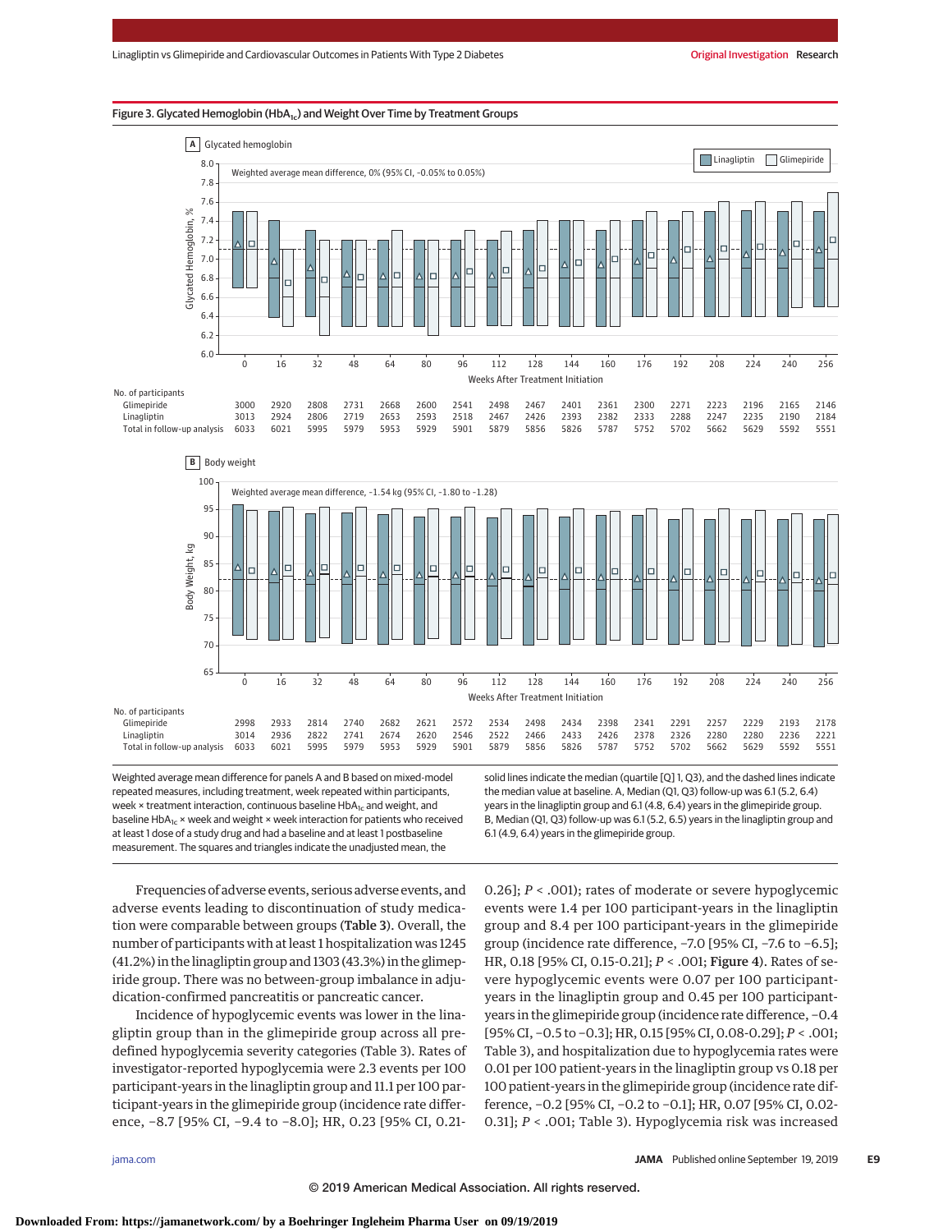Figure 3. Glycated Hemoglobin ($HbA_{1c}$) and Weight Over Time by Treatment Groups

**A** Glycated hemoglobin

Weighted average mean difference, 0% (95% CI, −0.05% to 0.05%)

| Weeks After Treatment Initiation | 0 | 16 | 32 | 48 | 64 | 80 | 96 | 112 | 128 | 144 | 160 | 176 | 192 | 208 | 224 | 240 | 256 |
|---|---|---|---|---|---|---|---|---|---|---|---|---|---|---|---|---|---|
| No. of participants | | | | | | | | | | | | | | | | | |
| Glimepiride | 3000 | 2920 | 2808 | 2731 | 2668 | 2600 | 2541 | 2498 | 2467 | 2401 | 2361 | 2300 | 2271 | 2223 | 2196 | 2165 | 2146 |
| Linagliptin | 3013 | 2924 | 2806 | 2719 | 2653 | 2593 | 2518 | 2467 | 2426 | 2393 | 2382 | 2333 | 2288 | 2247 | 2235 | 2190 | 2184 |
| Total in follow-up analysis | 6033 | 6021 | 5995 | 5979 | 5953 | 5929 | 5901 | 5879 | 5856 | 5826 | 5787 | 5752 | 5702 | 5662 | 5629 | 5592 | 5551 |

**B** Body weight

Weighted average mean difference, −1.54 kg (95% CI, −1.80 to −1.28)

| Weeks After Treatment Initiation | 0 | 16 | 32 | 48 | 64 | 80 | 96 | 112 | 128 | 144 | 160 | 176 | 192 | 208 | 224 | 240 | 256 |
|---|---|---|---|---|---|---|---|---|---|---|---|---|---|---|---|---|---|
| No. of participants | | | | | | | | | | | | | | | | | |
| Glimepiride | 2998 | 2933 | 2814 | 2740 | 2682 | 2621 | 2572 | 2534 | 2498 | 2434 | 2398 | 2341 | 2291 | 2257 | 2229 | 2193 | 2178 |
| Linagliptin | 3014 | 2936 | 2822 | 2741 | 2674 | 2620 | 2546 | 2522 | 2466 | 2433 | 2426 | 2378 | 2326 | 2280 | 2280 | 2236 | 2221 |
| Total in follow-up analysis | 6033 | 6021 | 5995 | 5979 | 5953 | 5929 | 5901 | 5879 | 5856 | 5826 | 5787 | 5752 | 5702 | 5662 | 5629 | 5592 | 5551 |

Weighted average mean difference for panels A and B based on mixed-model repeated measures, including treatment, week repeated within participants, week × treatment interaction, continuous baseline $HbA_{1c}$ and weight, and baseline $HbA_{1c}$ × week and weight × week interaction for patients who received at least 1 dose of a study drug and had a baseline and at least 1 postbaseline measurement. The squares and triangles indicate the unadjusted mean, the solid lines indicate the median (quartile [Q] 1, Q3), and the dashed lines indicate the median value at baseline. A, Median (Q1, Q3) follow-up was 6.1 (5.2, 6.4) years in the linagliptin group and 6.1 (4.8, 6.4) years in the glimepiride group. B, Median (Q1, Q3) follow-up was 6.1 (5.2, 6.5) years in the linagliptin group and 6.1 (4.9, 6.4) years in the glimepiride group.

Frequencies of adverse events, serious adverse events, and adverse events leading to discontinuation of study medication were comparable between groups (**Table 3**). Overall, the number of participants with at least 1 hospitalization was 1245 (41.2%) in the linagliptin group and 1303 (43.3%) in the glimepiride group. There was no between-group imbalance in adjudication-confirmed pancreatitis or pancreatic cancer.

Incidence of hypoglycemic events was lower in the linagliptin group than in the glimepiride group across all predefined hypoglycemia severity categories (Table 3). Rates of investigator-reported hypoglycemia were 2.3 events per 100 participant-years in the linagliptin group and 11.1 per 100 participant-years in the glimepiride group (incidence rate difference, −8.7 [95% CI, −9.4 to −8.0]; HR, 0.23 [95% CI, 0.21-0.26]; *P* < .001); rates of moderate or severe hypoglycemic events were 1.4 per 100 participant-years in the linagliptin group and 8.4 per 100 participant-years in the glimepiride group (incidence rate difference, −7.0 [95% CI, −7.6 to −6.5]; HR, 0.18 [95% CI, 0.15-0.21]; *P* < .001; **Figure 4**). Rates of severe hypoglycemic events were 0.07 per 100 participant-years in the linagliptin group and 0.45 per 100 participant-years in the glimepiride group (incidence rate difference, −0.4 [95% CI, −0.5 to −0.3]; HR, 0.15 [95% CI, 0.08-0.29]; *P* < .001; Table 3), and hospitalization due to hypoglycemia rates were 0.01 per 100 patient-years in the linagliptin group vs 0.18 per 100 patient-years in the glimepiride group (incidence rate difference, −0.2 [95% CI, −0.2 to −0.1]; HR, 0.07 [95% CI, 0.02-0.31]; *P* < .001; Table 3). Hypoglycemia risk was increased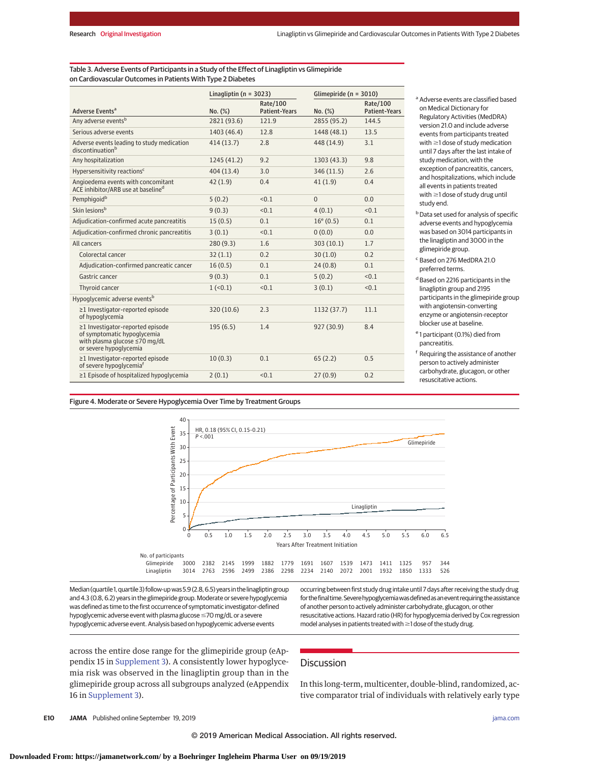Table 3. Adverse Events of Participants in a Study of the Effect of Linagliptin vs Glimepiride on Cardiovascular Outcomes in Patients With Type 2 Diabetes

| Adverse Events[a] | Linagliptin (n = 3023) | | Glimepiride (n = 3010) | |
|---|---|---|---|---|
| | No. (%) | Rate/100 Patient-Years | No. (%) | Rate/100 Patient-Years |
| Any adverse events[b] | 2821 (93.6) | 121.9 | 2855 (95.2) | 144.5 |
| Serious adverse events | 1403 (46.4) | 12.8 | 1448 (48.1) | 13.5 |
| Adverse events leading to study medication discontinuation[b] | 414 (13.7) | 2.8 | 448 (14.9) | 3.1 |
| Any hospitalization | 1245 (41.2) | 9.2 | 1303 (43.3) | 9.8 |
| Hypersensitivity reactions[c] | 404 (13.4) | 3.0 | 346 (11.5) | 2.6 |
| Angioedema events with concomitant ACE inhibitor/ARB use at baseline[d] | 42 (1.9) | 0.4 | 41 (1.9) | 0.4 |
| Pemphigoid[b] | 5 (0.2) | <0.1 | 0 | 0.0 |
| Skin lesions[b] | 9 (0.3) | <0.1 | 4 (0.1) | <0.1 |
| Adjudication-confirmed acute pancreatitis | 15 (0.5) | 0.1 | 16[e] (0.5) | 0.1 |
| Adjudication-confirmed chronic pancreatitis | 3 (0.1) | <0.1 | 0 (0.0) | 0.0 |
| All cancers | 280 (9.3) | 1.6 | 303 (10.1) | 1.7 |
| Colorectal cancer | 32 (1.1) | 0.2 | 30 (1.0) | 0.2 |
| Adjudication-confirmed pancreatic cancer | 16 (0.5) | 0.1 | 24 (0.8) | 0.1 |
| Gastric cancer | 9 (0.3) | 0.1 | 5 (0.2) | <0.1 |
| Thyroid cancer | 1 (<0.1) | <0.1 | 3 (0.1) | <0.1 |
| Hypoglycemic adverse events[b] | | | | |
| ≥1 Investigator-reported episode of hypoglycemia | 320 (10.6) | 2.3 | 1132 (37.7) | 11.1 |
| ≥1 Investigator-reported episode of symptomatic hypoglycemia with plasma glucose ≤70 mg/dL or severe hypoglycemia | 195 (6.5) | 1.4 | 927 (30.9) | 8.4 |
| ≥1 Investigator-reported episode of severe hypoglycemia[f] | 10 (0.3) | 0.1 | 65 (2.2) | 0.5 |
| ≥1 Episode of hospitalized hypoglycemia | 2 (0.1) | <0.1 | 27 (0.9) | 0.2 |

[a] Adverse events are classified based on Medical Dictionary for Regulatory Activities (MedDRA) version 21.0 and include adverse events from participants treated with ≥1 dose of study medication until 7 days after the last intake of study medication, with the exception of pancreatitis, cancers, and hospitalizations, which include all events in patients treated with ≥1 dose of study drug until study end.

[b] Data set used for analysis of specific adverse events and hypoglycemia was based on 3014 participants in the linagliptin and 3000 in the glimepiride group.

[c] Based on 276 MedDRA 21.0 preferred terms.

[d] Based on 2216 participants in the linagliptin group and 2195 participants in the glimepiride group with angiotensin-converting enzyme or angiotensin-receptor blocker use at baseline.

[e] 1 participant (0.1%) died from pancreatitis.

[f] Requiring the assistance of another person to actively administer carbohydrate, glucagon, or other resuscitative actions.

Figure 4. Moderate or Severe Hypoglycemia Over Time by Treatment Groups

HR, 0.18 (95% CI, 0.15-0.21)
*P* <.001

| No. of participants | 0 | 0.5 | 1.0 | 1.5 | 2.0 | 2.5 | 3.0 | 3.5 | 4.0 | 4.5 | 5.0 | 5.5 | 6.0 | 6.5 |
|---|---|---|---|---|---|---|---|---|---|---|---|---|---|---|
| Glimepiride | 3000 | 2382 | 2145 | 1999 | 1882 | 1779 | 1691 | 1607 | 1539 | 1473 | 1411 | 1325 | 957 | 344 |
| Linagliptin | 3014 | 2763 | 2596 | 2499 | 2386 | 2298 | 2234 | 2140 | 2072 | 2001 | 1932 | 1850 | 1333 | 526 |

Median (quartile 1, quartile 3) follow-up was 5.9 (2.8, 6.5) years in the linagliptin group and 4.3 (0.8, 6.2) years in the glimepiride group. Moderate or severe hypoglycemia was defined as time to the first occurrence of symptomatic investigator-defined hypoglycemic adverse event with plasma glucose ≤70 mg/dL or a severe hypoglycemic adverse event. Analysis based on hypoglycemic adverse events occurring between first study drug intake until 7 days after receiving the study drug for the final time. Severe hypoglycemia was defined as an event requiring the assistance of another person to actively administer carbohydrate, glucagon, or other resuscitative actions. Hazard ratio (HR) for hypoglycemia derived by Cox regression model analyses in patients treated with ≥1 dose of the study drug.

across the entire dose range for the glimepiride group (eAppendix 15 in Supplement 3). A consistently lower hypoglycemia risk was observed in the linagliptin group than in the glimepiride group across all subgroups analyzed (eAppendix 16 in Supplement 3).

## Discussion

In this long-term, multicenter, double-blind, randomized, active comparator trial of individuals with relatively early type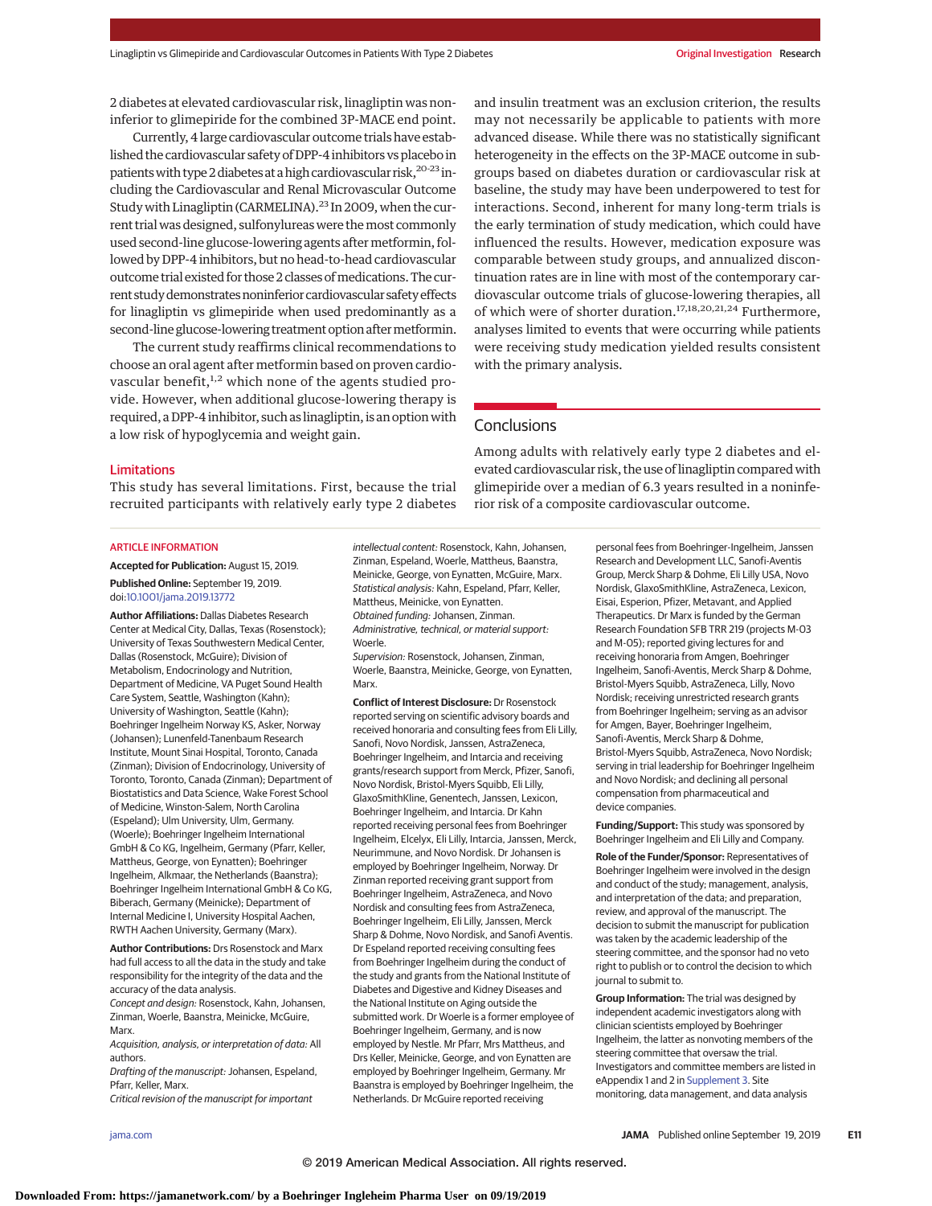2 diabetes at elevated cardiovascular risk, linagliptin was noninferior to glimepiride for the combined 3P-MACE end point.

Currently, 4 large cardiovascular outcome trials have established the cardiovascular safety of DPP-4 inhibitors vs placebo in patients with type 2 diabetes at a high cardiovascular risk,[20-23] including the Cardiovascular and Renal Microvascular Outcome Study with Linagliptin (CARMELINA).[23] In 2009, when the current trial was designed, sulfonylureas were the most commonly used second-line glucose-lowering agents after metformin, followed by DPP-4 inhibitors, but no head-to-head cardiovascular outcome trial existed for those 2 classes of medications. The current study demonstrates noninferior cardiovascular safety effects for linagliptin vs glimepiride when used predominantly as a second-line glucose-lowering treatment option after metformin.

The current study reaffirms clinical recommendations to choose an oral agent after metformin based on proven cardiovascular benefit,[1,2] which none of the agents studied provide. However, when additional glucose-lowering therapy is required, a DPP-4 inhibitor, such as linagliptin, is an option with a low risk of hypoglycemia and weight gain.

## Limitations

This study has several limitations. First, because the trial recruited participants with relatively early type 2 diabetes and insulin treatment was an exclusion criterion, the results may not necessarily be applicable to patients with more advanced disease. While there was no statistically significant heterogeneity in the effects on the 3P-MACE outcome in subgroups based on diabetes duration or cardiovascular risk at baseline, the study may have been underpowered to test for interactions. Second, inherent for many long-term trials is the early termination of study medication, which could have influenced the results. However, medication exposure was comparable between study groups, and annualized discontinuation rates are in line with most of the contemporary cardiovascular outcome trials of glucose-lowering therapies, all of which were of shorter duration.[17,18,20,21,24] Furthermore, analyses limited to events that were occurring while patients were receiving study medication yielded results consistent with the primary analysis.

## Conclusions

Among adults with relatively early type 2 diabetes and elevated cardiovascular risk, the use of linagliptin compared with glimepiride over a median of 6.3 years resulted in a noninferior risk of a composite cardiovascular outcome.

## ARTICLE INFORMATION

**Accepted for Publication:** August 15, 2019.

**Published Online:** September 19, 2019. doi:10.1001/jama.2019.13772

**Author Affiliations:** Dallas Diabetes Research Center at Medical City, Dallas, Texas (Rosenstock); University of Texas Southwestern Medical Center, Dallas (Rosenstock, McGuire); Division of Metabolism, Endocrinology and Nutrition, Department of Medicine, VA Puget Sound Health Care System, Seattle, Washington (Kahn); University of Washington, Seattle (Kahn); Boehringer Ingelheim Norway KS, Asker, Norway (Johansen); Lunenfeld-Tanenbaum Research Institute, Mount Sinai Hospital, Toronto, Canada (Zinman); Division of Endocrinology, University of Toronto, Toronto, Canada (Zinman); Department of Biostatistics and Data Science, Wake Forest School of Medicine, Winston-Salem, North Carolina (Espeland); Ulm University, Ulm, Germany. (Woerle); Boehringer Ingelheim International GmbH & Co KG, Ingelheim, Germany (Pfarr, Keller, Mattheus, George, von Eynatten); Boehringer Ingelheim, Alkmaar, the Netherlands (Baanstra); Boehringer Ingelheim International GmbH & Co KG, Biberach, Germany (Meinicke); Department of Internal Medicine I, University Hospital Aachen, RWTH Aachen University, Germany (Marx).

**Author Contributions:** Drs Rosenstock and Marx had full access to all the data in the study and take responsibility for the integrity of the data and the accuracy of the data analysis.
*Concept and design:* Rosenstock, Kahn, Johansen, Zinman, Woerle, Baanstra, Meinicke, McGuire, Marx.
*Acquisition, analysis, or interpretation of data:* All authors.
*Drafting of the manuscript:* Johansen, Espeland, Pfarr, Keller, Marx.
*Critical revision of the manuscript for important intellectual content:* Rosenstock, Kahn, Johansen, Zinman, Espeland, Woerle, Mattheus, Baanstra, Meinicke, George, von Eynatten, McGuire, Marx.
*Statistical analysis:* Kahn, Espeland, Pfarr, Keller, Mattheus, Meinicke, von Eynatten.
*Obtained funding:* Johansen, Zinman.
*Administrative, technical, or material support:* Woerle.
*Supervision:* Rosenstock, Johansen, Zinman, Woerle, Baanstra, Meinicke, George, von Eynatten, Marx.

**Conflict of Interest Disclosure:** Dr Rosenstock reported serving on scientific advisory boards and received honoraria and consulting fees from Eli Lilly, Sanofi, Novo Nordisk, Janssen, AstraZeneca, Boehringer Ingelheim, and Intarcia and receiving grants/research support from Merck, Pfizer, Sanofi, Novo Nordisk, Bristol-Myers Squibb, Eli Lilly, GlaxoSmithKline, Genentech, Janssen, Lexicon, Boehringer Ingelheim, and Intarcia. Dr Kahn reported receiving personal fees from Boehringer Ingelheim, Elcelyx, Eli Lilly, Intarcia, Janssen, Merck, Neurimmune, and Novo Nordisk. Dr Johansen is employed by Boehringer Ingelheim, Norway. Dr Zinman reported receiving grant support from Boehringer Ingelheim, AstraZeneca, and Novo Nordisk and consulting fees from AstraZeneca, Boehringer Ingelheim, Eli Lilly, Janssen, Merck Sharp & Dohme, Novo Nordisk, and Sanofi Aventis. Dr Espeland reported receiving consulting fees from Boehringer Ingelheim during the conduct of the study and grants from the National Institute of Diabetes and Digestive and Kidney Diseases and the National Institute on Aging outside the submitted work. Dr Woerle is a former employee of Boehringer Ingelheim, Germany, and is now employed by Nestle. Mr Pfarr, Mrs Mattheus, and Drs Keller, Meinicke, George, and von Eynatten are employed by Boehringer Ingelheim, Germany. Mr Baanstra is employed by Boehringer Ingelheim, the Netherlands. Dr McGuire reported receiving personal fees from Boehringer-Ingelheim, Janssen Research and Development LLC, Sanofi-Aventis Group, Merck Sharp & Dohme, Eli Lilly USA, Novo Nordisk, GlaxoSmithKline, AstraZeneca, Lexicon, Eisai, Esperion, Pfizer, Metavant, and Applied Therapeutics. Dr Marx is funded by the German Research Foundation SFB TRR 219 (projects M-03 and M-05); reported giving lectures for and receiving honoraria from Amgen, Boehringer Ingelheim, Sanofi-Aventis, Merck Sharp & Dohme, Bristol-Myers Squibb, AstraZeneca, Lilly, Novo Nordisk; receiving unrestricted research grants from Boehringer Ingelheim; serving as an advisor for Amgen, Bayer, Boehringer Ingelheim, Sanofi-Aventis, Merck Sharp & Dohme, Bristol-Myers Squibb, AstraZeneca, Novo Nordisk; serving in trial leadership for Boehringer Ingelheim and Novo Nordisk; and declining all personal compensation from pharmaceutical and device companies.

**Funding/Support:** This study was sponsored by Boehringer Ingelheim and Eli Lilly and Company.

**Role of the Funder/Sponsor:** Representatives of Boehringer Ingelheim were involved in the design and conduct of the study; management, analysis, and interpretation of the data; and preparation, review, and approval of the manuscript. The decision to submit the manuscript for publication was taken by the academic leadership of the steering committee, and the sponsor had no veto right to publish or to control the decision to which journal to submit to.

**Group Information:** The trial was designed by independent academic investigators along with clinician scientists employed by Boehringer Ingelheim, the latter as nonvoting members of the steering committee that oversaw the trial. Investigators and committee members are listed in eAppendix 1 and 2 in Supplement 3. Site monitoring, data management, and data analysis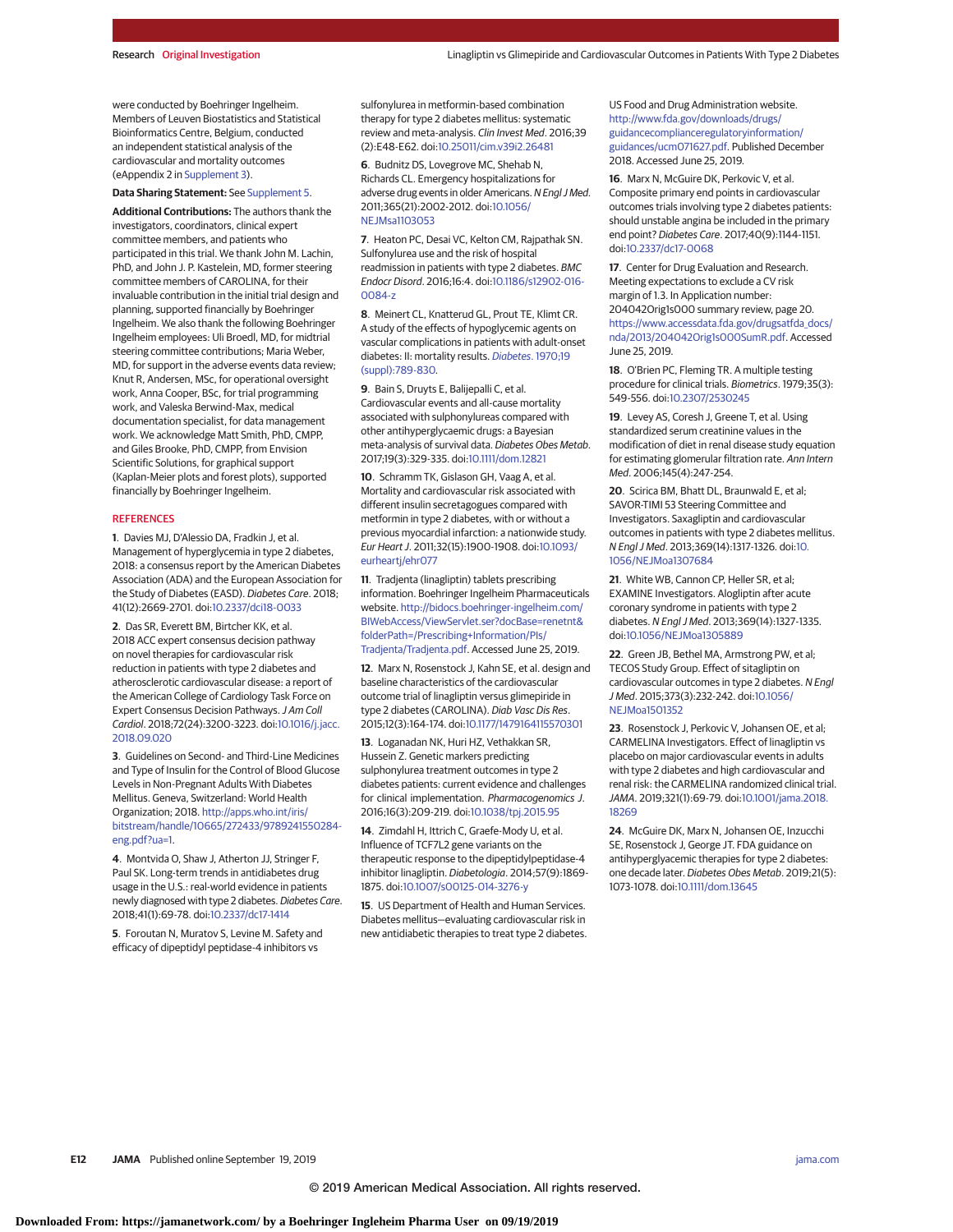were conducted by Boehringer Ingelheim. Members of Leuven Biostatistics and Statistical Bioinformatics Centre, Belgium, conducted an independent statistical analysis of the cardiovascular and mortality outcomes (eAppendix 2 in Supplement 3).

**Data Sharing Statement:** See Supplement 5.

**Additional Contributions:** The authors thank the investigators, coordinators, clinical expert committee members, and patients who participated in this trial. We thank John M. Lachin, PhD, and John J. P. Kastelein, MD, former steering committee members of CAROLINA, for their invaluable contribution in the initial trial design and planning, supported financially by Boehringer Ingelheim. We also thank the following Boehringer Ingelheim employees: Uli Broedl, MD, for midtrial steering committee contributions; Maria Weber, MD, for support in the adverse events data review; Knut R, Andersen, MSc, for operational oversight work, Anna Cooper, BSc, for trial programming work, and Valeska Berwind-Max, medical documentation specialist, for data management work. We acknowledge Matt Smith, PhD, CMPP, and Giles Brooke, PhD, CMPP, from Envision Scientific Solutions, for graphical support (Kaplan-Meier plots and forest plots), supported financially by Boehringer Ingelheim.

## REFERENCES

1. Davies MJ, D'Alessio DA, Fradkin J, et al. Management of hyperglycemia in type 2 diabetes, 2018: a consensus report by the American Diabetes Association (ADA) and the European Association for the Study of Diabetes (EASD). *Diabetes Care*. 2018; 41(12):2669-2701. doi:10.2337/dci18-0033

2. Das SR, Everett BM, Birtcher KK, et al. 2018 ACC expert consensus decision pathway on novel therapies for cardiovascular risk reduction in patients with type 2 diabetes and atherosclerotic cardiovascular disease: a report of the American College of Cardiology Task Force on Expert Consensus Decision Pathways. *J Am Coll Cardiol*. 2018;72(24):3200-3223. doi:10.1016/j.jacc.2018.09.020

3. Guidelines on Second- and Third-Line Medicines and Type of Insulin for the Control of Blood Glucose Levels in Non-Pregnant Adults With Diabetes Mellitus. Geneva, Switzerland: World Health Organization; 2018. http://apps.who.int/iris/bitstream/handle/10665/272433/9789241550284-eng.pdf?ua=1.

4. Montvida O, Shaw J, Atherton JJ, Stringer F, Paul SK. Long-term trends in antidiabetes drug usage in the U.S.: real-world evidence in patients newly diagnosed with type 2 diabetes. *Diabetes Care*. 2018;41(1):69-78. doi:10.2337/dc17-1414

5. Foroutan N, Muratov S, Levine M. Safety and efficacy of dipeptidyl peptidase-4 inhibitors vs sulfonylurea in metformin-based combination therapy for type 2 diabetes mellitus: systematic review and meta-analysis. *Clin Invest Med*. 2016;39(2):E48-E62. doi:10.25011/cim.v39i2.26481

6. Budnitz DS, Lovegrove MC, Shehab N, Richards CL. Emergency hospitalizations for adverse drug events in older Americans. *N Engl J Med*. 2011;365(21):2002-2012. doi:10.1056/NEJMsa1103053

7. Heaton PC, Desai VC, Kelton CM, Rajpathak SN. Sulfonylurea use and the risk of hospital readmission in patients with type 2 diabetes. *BMC Endocr Disord*. 2016;16:4. doi:10.1186/s12902-016-0084-z

8. Meinert CL, Knatterud GL, Prout TE, Klimt CR. A study of the effects of hypoglycemic agents on vascular complications in patients with adult-onset diabetes: II: mortality results. *Diabetes*. 1970;19(suppl):789-830.

9. Bain S, Druyts E, Balijepalli C, et al. Cardiovascular events and all-cause mortality associated with sulphonylureas compared with other antihyperglycaemic drugs: a Bayesian meta-analysis of survival data. *Diabetes Obes Metab*. 2017;19(3):329-335. doi:10.1111/dom.12821

10. Schramm TK, Gislason GH, Vaag A, et al. Mortality and cardiovascular risk associated with different insulin secretagogues compared with metformin in type 2 diabetes, with or without a previous myocardial infarction: a nationwide study. *Eur Heart J*. 2011;32(15):1900-1908. doi:10.1093/eurheartj/ehr077

11. Tradjenta (linagliptin) tablets prescribing information. Boehringer Ingelheim Pharmaceuticals website. http://bidocs.boehringer-ingelheim.com/BIWebAccess/ViewServlet.ser?docBase=renetnt&folderPath=/Prescribing+Information/PIs/Tradjenta/Tradjenta.pdf. Accessed June 25, 2019.

12. Marx N, Rosenstock J, Kahn SE, et al. design and baseline characteristics of the cardiovascular outcome trial of linagliptin versus glimepiride in type 2 diabetes (CAROLINA). *Diab Vasc Dis Res*. 2015;12(3):164-174. doi:10.1177/1479164115570301

13. Loganadan NK, Huri HZ, Vethakkan SR, Hussein Z. Genetic markers predicting sulphonylurea treatment outcomes in type 2 diabetes patients: current evidence and challenges for clinical implementation. *Pharmacogenomics J*. 2016;16(3):209-219. doi:10.1038/tpj.2015.95

14. Zimdahl H, Ittrich C, Graefe-Mody U, et al. Influence of TCF7L2 gene variants on the therapeutic response to the dipeptidylpeptidase-4 inhibitor linagliptin. *Diabetologia*. 2014;57(9):1869-1875. doi:10.1007/s00125-014-3276-y

15. US Department of Health and Human Services. Diabetes mellitus—evaluating cardiovascular risk in new antidiabetic therapies to treat type 2 diabetes. US Food and Drug Administration website. http://www.fda.gov/downloads/drugs/guidancecomplianceregulatoryinformation/guidances/ucm071627.pdf. Published December 2018. Accessed June 25, 2019.

16. Marx N, McGuire DK, Perkovic V, et al. Composite primary end points in cardiovascular outcomes trials involving type 2 diabetes patients: should unstable angina be included in the primary end point? *Diabetes Care*. 2017;40(9):1144-1151. doi:10.2337/dc17-0068

17. Center for Drug Evaluation and Research. Meeting expectations to exclude a CV risk margin of 1.3. In Application number: 204042Orig1s000 summary review, page 20. https://www.accessdata.fda.gov/drugsatfda_docs/nda/2013/204042Orig1s000SumR.pdf. Accessed June 25, 2019.

18. O'Brien PC, Fleming TR. A multiple testing procedure for clinical trials. *Biometrics*. 1979;35(3):549-556. doi:10.2307/2530245

19. Levey AS, Coresh J, Greene T, et al. Using standardized serum creatinine values in the modification of diet in renal disease study equation for estimating glomerular filtration rate. *Ann Intern Med*. 2006;145(4):247-254.

20. Scirica BM, Bhatt DL, Braunwald E, et al; SAVOR-TIMI 53 Steering Committee and Investigators. Saxagliptin and cardiovascular outcomes in patients with type 2 diabetes mellitus. *N Engl J Med*. 2013;369(14):1317-1326. doi:10.1056/NEJMoa1307684

21. White WB, Cannon CP, Heller SR, et al; EXAMINE Investigators. Alogliptin after acute coronary syndrome in patients with type 2 diabetes. *N Engl J Med*. 2013;369(14):1327-1335. doi:10.1056/NEJMoa1305889

22. Green JB, Bethel MA, Armstrong PW, et al; TECOS Study Group. Effect of sitagliptin on cardiovascular outcomes in type 2 diabetes. *N Engl J Med*. 2015;373(3):232-242. doi:10.1056/NEJMoa1501352

23. Rosenstock J, Perkovic V, Johansen OE, et al; CARMELINA Investigators. Effect of linagliptin vs placebo on major cardiovascular events in adults with type 2 diabetes and high cardiovascular and renal risk: the CARMELINA randomized clinical trial. *JAMA*. 2019;321(1):69-79. doi:10.1001/jama.2018.18269

24. McGuire DK, Marx N, Johansen OE, Inzucchi SE, Rosenstock J, George JT. FDA guidance on antihyperglyacemic therapies for type 2 diabetes: one decade later. *Diabetes Obes Metab*. 2019;21(5):1073-1078. doi:10.1111/dom.13645